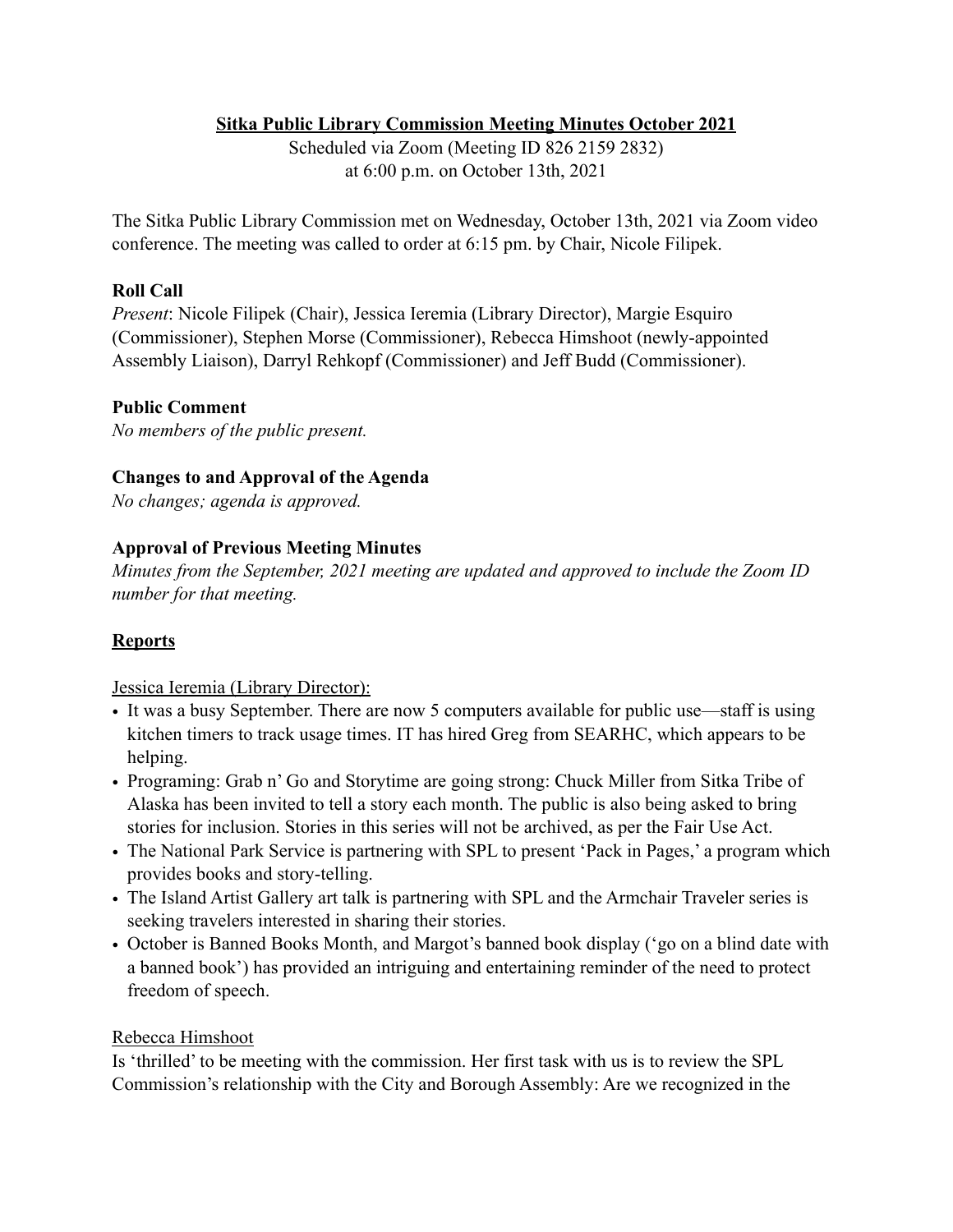# Sitka Public Library Commission Meeting Minutes October 2021

Scheduled via Zoom (Meeting ID 826 2159 2832)
at 6:00 p.m. on October 13th, 2021

The Sitka Public Library Commission met on Wednesday, October 13th, 2021 via Zoom video conference. The meeting was called to order at 6:15 pm. by Chair, Nicole Filipek.

## Roll Call

*Present*: Nicole Filipek (Chair), Jessica Ieremia (Library Director), Margie Esquiro (Commissioner), Stephen Morse (Commissioner), Rebecca Himshoot (newly-appointed Assembly Liaison), Darryl Rehkopf (Commissioner) and Jeff Budd (Commissioner).

## Public Comment

*No members of the public present.*

## Changes to and Approval of the Agenda

*No changes; agenda is approved.*

## Approval of Previous Meeting Minutes

*Minutes from the September, 2021 meeting are updated and approved to include the Zoom ID number for that meeting.*

## Reports

### Jessica Ieremia (Library Director):

- It was a busy September. There are now 5 computers available for public use—staff is using kitchen timers to track usage times. IT has hired Greg from SEARHC, which appears to be helping.
- Programing: Grab n' Go and Storytime are going strong: Chuck Miller from Sitka Tribe of Alaska has been invited to tell a story each month. The public is also being asked to bring stories for inclusion. Stories in this series will not be archived, as per the Fair Use Act.
- The National Park Service is partnering with SPL to present 'Pack in Pages,' a program which provides books and story-telling.
- The Island Artist Gallery art talk is partnering with SPL and the Armchair Traveler series is seeking travelers interested in sharing their stories.
- October is Banned Books Month, and Margot's banned book display ('go on a blind date with a banned book') has provided an intriguing and entertaining reminder of the need to protect freedom of speech.

### Rebecca Himshoot

Is 'thrilled' to be meeting with the commission. Her first task with us is to review the SPL Commission's relationship with the City and Borough Assembly: Are we recognized in the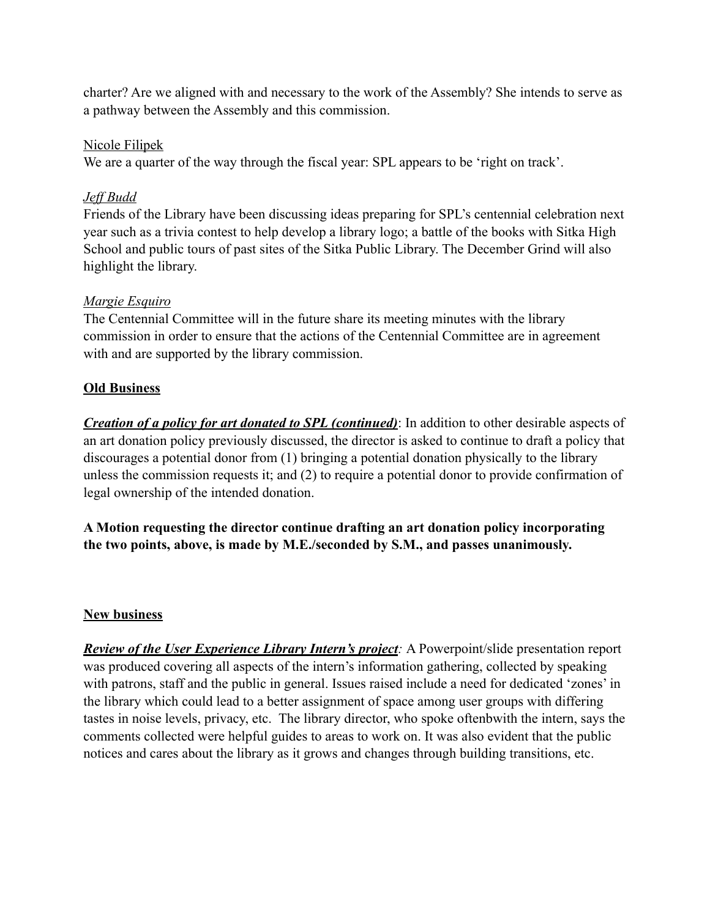charter? Are we aligned with and necessary to the work of the Assembly? She intends to serve as a pathway between the Assembly and this commission.

Nicole Filipek

We are a quarter of the way through the fiscal year: SPL appears to be 'right on track'.

*Jeff Budd*

Friends of the Library have been discussing ideas preparing for SPL's centennial celebration next year such as a trivia contest to help develop a library logo; a battle of the books with Sitka High School and public tours of past sites of the Sitka Public Library. The December Grind will also highlight the library.

*Margie Esquiro*

The Centennial Committee will in the future share its meeting minutes with the library commission in order to ensure that the actions of the Centennial Committee are in agreement with and are supported by the library commission.

**Old Business**

***Creation of a policy for art donated to SPL (continued)***: In addition to other desirable aspects of an art donation policy previously discussed, the director is asked to continue to draft a policy that discourages a potential donor from (1) bringing a potential donation physically to the library unless the commission requests it; and (2) to require a potential donor to provide confirmation of legal ownership of the intended donation.

**A Motion requesting the director continue drafting an art donation policy incorporating the two points, above, is made by M.E./seconded by S.M., and passes unanimously.**

**New business**

***Review of the User Experience Library Intern's project***: A Powerpoint/slide presentation report was produced covering all aspects of the intern's information gathering, collected by speaking with patrons, staff and the public in general. Issues raised include a need for dedicated 'zones' in the library which could lead to a better assignment of space among user groups with differing tastes in noise levels, privacy, etc. The library director, who spoke oftenbwith the intern, says the comments collected were helpful guides to areas to work on. It was also evident that the public notices and cares about the library as it grows and changes through building transitions, etc.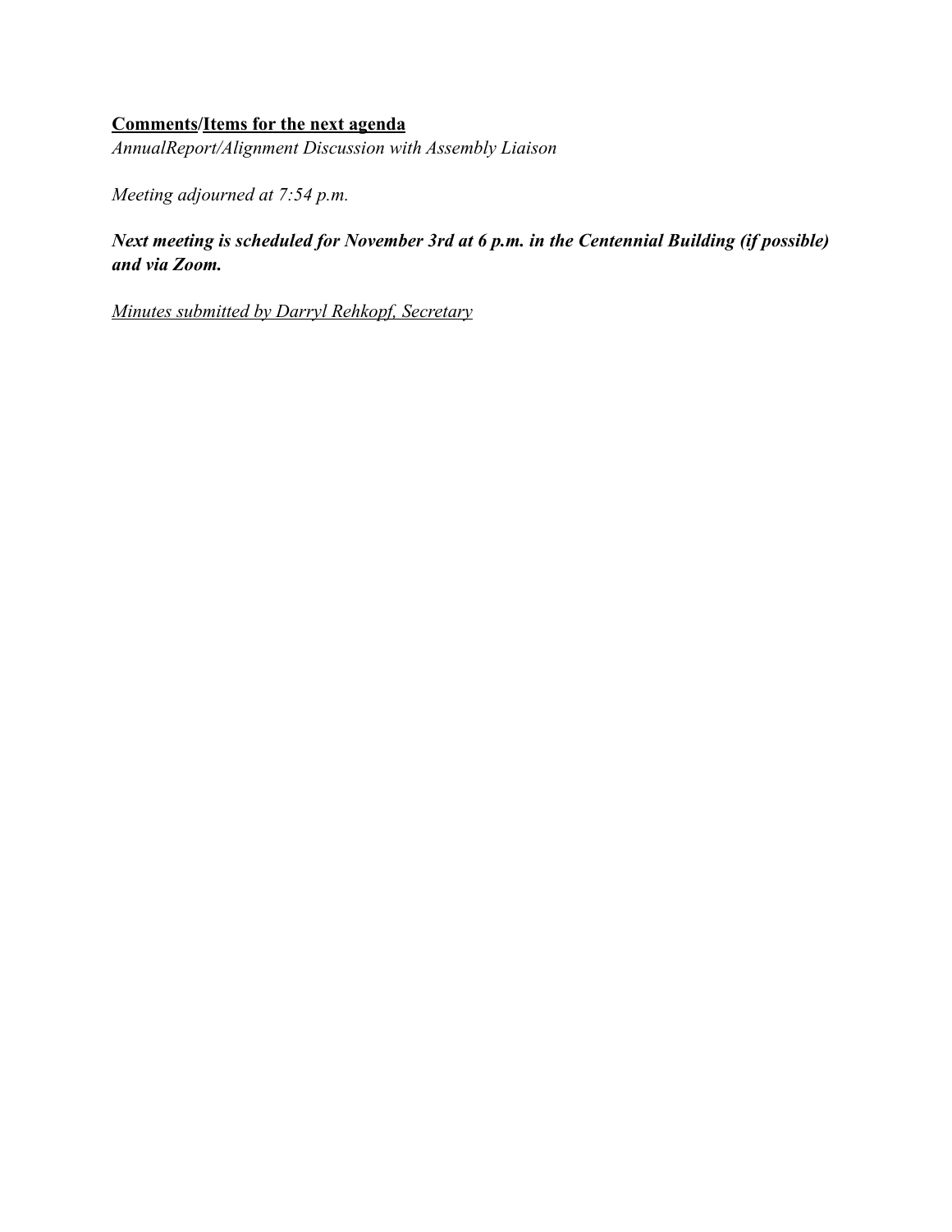**Comments/Items for the next agenda**

*AnnualReport/Alignment Discussion with Assembly Liaison*

*Meeting adjourned at 7:54 p.m.*

***Next meeting is scheduled for November 3rd at 6 p.m. in the Centennial Building (if possible) and via Zoom.***

*Minutes submitted by Darryl Rehkopf, Secretary*